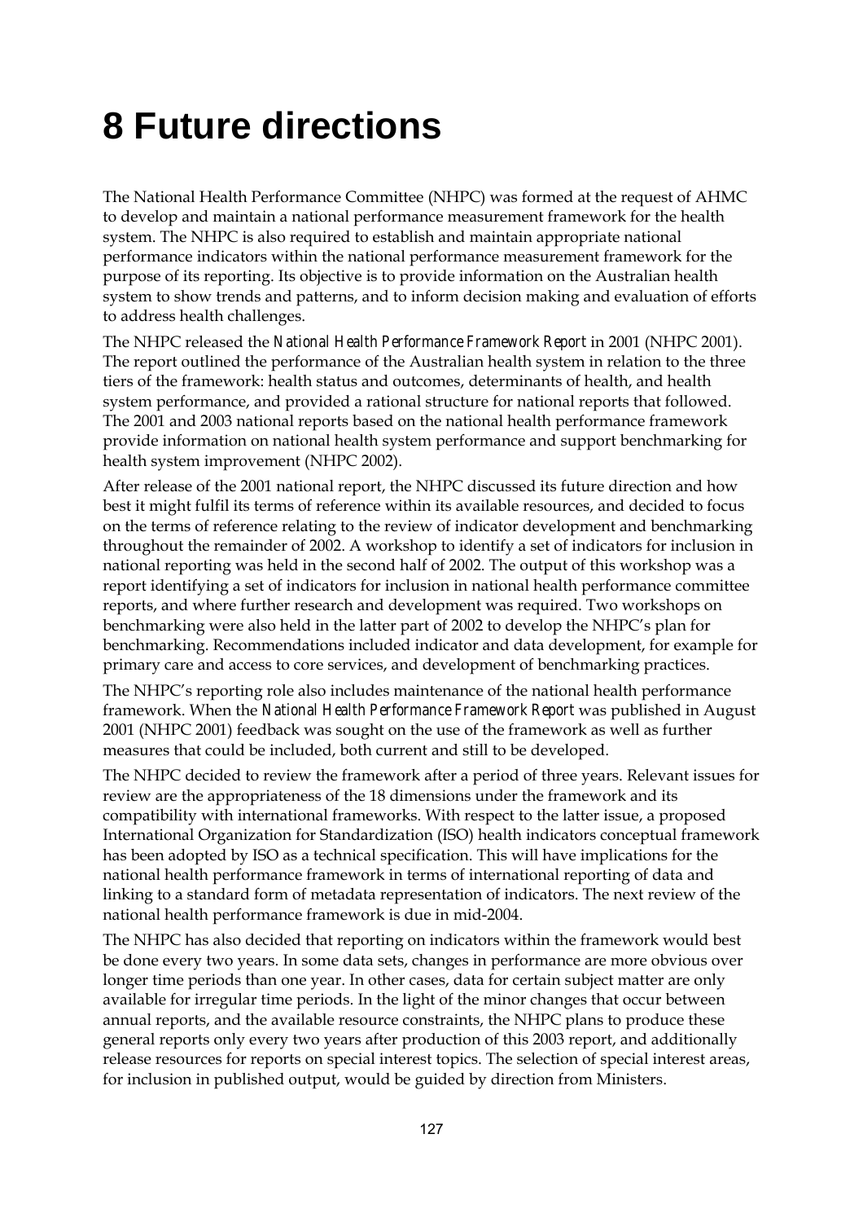# 8 Future directions

The National Health Performance Committee (NHPC) was formed at the request of AHMC to develop and maintain a national performance measurement framework for the health system. The NHPC is also required to establish and maintain appropriate national performance indicators within the national performance measurement framework for the purpose of its reporting. Its objective is to provide information on the Australian health system to show trends and patterns, and to inform decision making and evaluation of efforts to address health challenges.

The NHPC released the *National Health Performance Framework Report* in 2001 (NHPC 2001). The report outlined the performance of the Australian health system in relation to the three tiers of the framework: health status and outcomes, determinants of health, and health system performance, and provided a rational structure for national reports that followed. The 2001 and 2003 national reports based on the national health performance framework provide information on national health system performance and support benchmarking for health system improvement (NHPC 2002).

After release of the 2001 national report, the NHPC discussed its future direction and how best it might fulfil its terms of reference within its available resources, and decided to focus on the terms of reference relating to the review of indicator development and benchmarking throughout the remainder of 2002. A workshop to identify a set of indicators for inclusion in national reporting was held in the second half of 2002. The output of this workshop was a report identifying a set of indicators for inclusion in national health performance committee reports, and where further research and development was required. Two workshops on benchmarking were also held in the latter part of 2002 to develop the NHPC's plan for benchmarking. Recommendations included indicator and data development, for example for primary care and access to core services, and development of benchmarking practices.

The NHPC's reporting role also includes maintenance of the national health performance framework. When the *National Health Performance Framework Report* was published in August 2001 (NHPC 2001) feedback was sought on the use of the framework as well as further measures that could be included, both current and still to be developed.

The NHPC decided to review the framework after a period of three years. Relevant issues for review are the appropriateness of the 18 dimensions under the framework and its compatibility with international frameworks. With respect to the latter issue, a proposed International Organization for Standardization (ISO) health indicators conceptual framework has been adopted by ISO as a technical specification. This will have implications for the national health performance framework in terms of international reporting of data and linking to a standard form of metadata representation of indicators. The next review of the national health performance framework is due in mid-2004.

The NHPC has also decided that reporting on indicators within the framework would best be done every two years. In some data sets, changes in performance are more obvious over longer time periods than one year. In other cases, data for certain subject matter are only available for irregular time periods. In the light of the minor changes that occur between annual reports, and the available resource constraints, the NHPC plans to produce these general reports only every two years after production of this 2003 report, and additionally release resources for reports on special interest topics. The selection of special interest areas, for inclusion in published output, would be guided by direction from Ministers.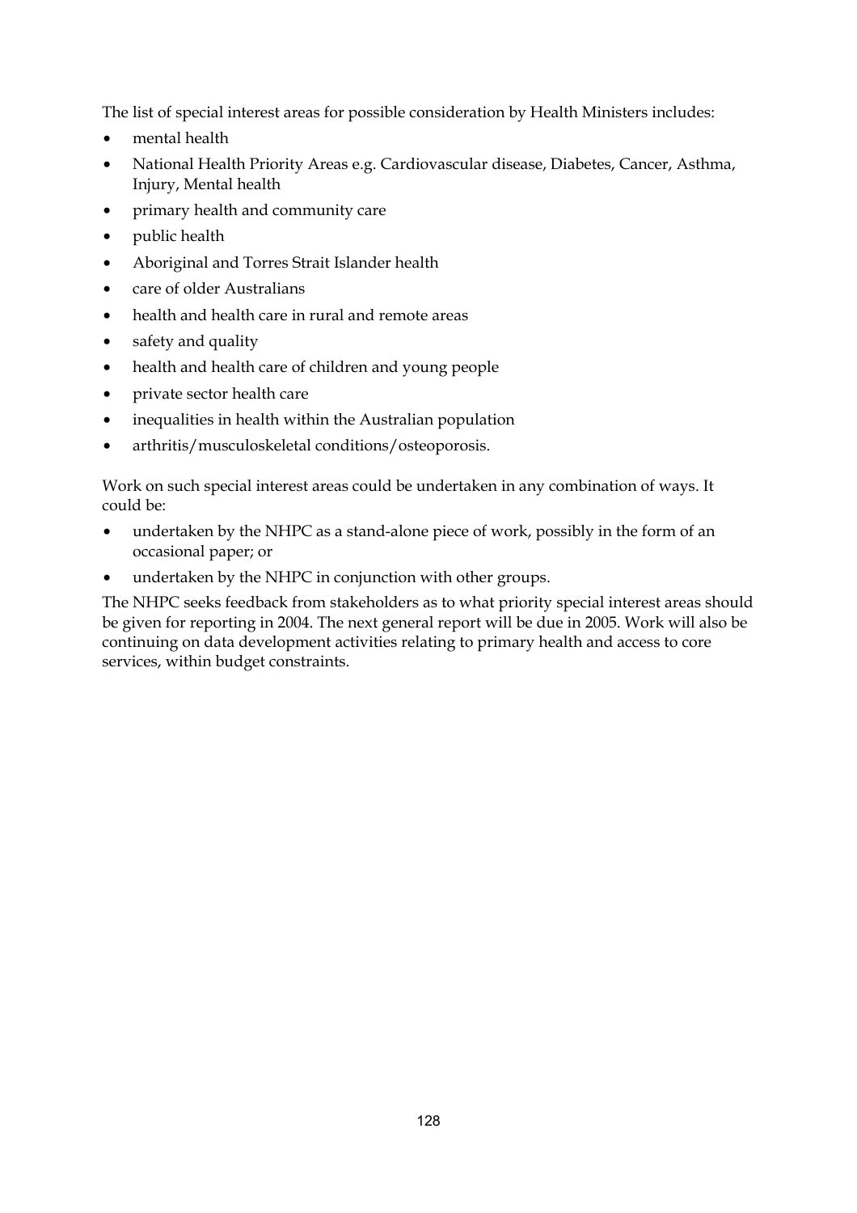The list of special interest areas for possible consideration by Health Ministers includes:

- mental health
- National Health Priority Areas e.g. Cardiovascular disease, Diabetes, Cancer, Asthma, Injury, Mental health
- primary health and community care
- public health
- Aboriginal and Torres Strait Islander health
- care of older Australians
- health and health care in rural and remote areas
- safety and quality
- health and health care of children and young people
- private sector health care
- inequalities in health within the Australian population
- arthritis/musculoskeletal conditions/osteoporosis.

Work on such special interest areas could be undertaken in any combination of ways. It could be:

- undertaken by the NHPC as a stand-alone piece of work, possibly in the form of an occasional paper; or
- undertaken by the NHPC in conjunction with other groups.

The NHPC seeks feedback from stakeholders as to what priority special interest areas should be given for reporting in 2004. The next general report will be due in 2005. Work will also be continuing on data development activities relating to primary health and access to core services, within budget constraints.